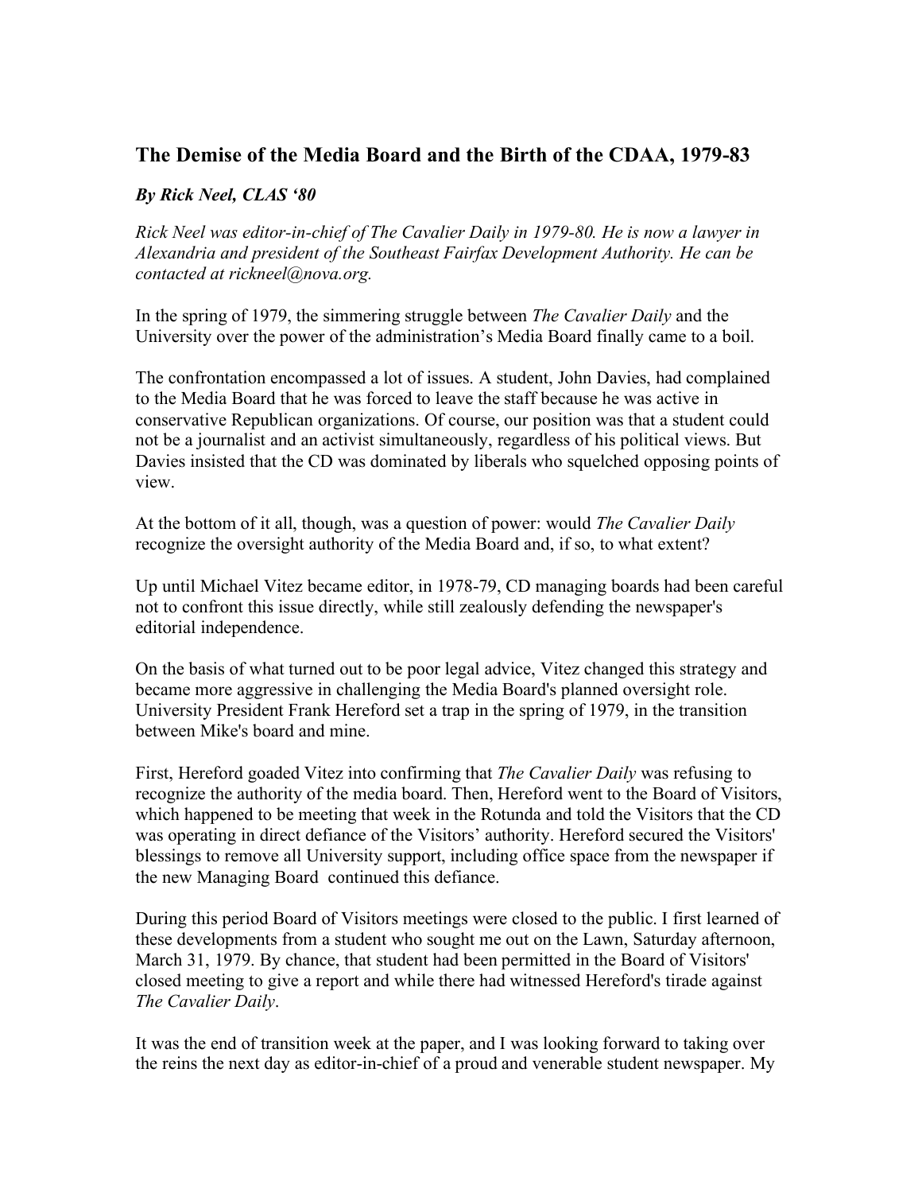## The Demise of the Media Board and the Birth of the CDAA, 1979-83

### *By Rick Neel, CLAS '80*

*Rick Neel was editor-in-chief of The Cavalier Daily in 1979-80. He is now a lawyer in Alexandria and president of the Southeast Fairfax Development Authority. He can be contacted at rickneel@nova.org.*

In the spring of 1979, the simmering struggle between *The Cavalier Daily* and the University over the power of the administration's Media Board finally came to a boil.

The confrontation encompassed a lot of issues. A student, John Davies, had complained to the Media Board that he was forced to leave the staff because he was active in conservative Republican organizations. Of course, our position was that a student could not be a journalist and an activist simultaneously, regardless of his political views. But Davies insisted that the CD was dominated by liberals who squelched opposing points of view.

At the bottom of it all, though, was a question of power: would *The Cavalier Daily* recognize the oversight authority of the Media Board and, if so, to what extent?

Up until Michael Vitez became editor, in 1978-79, CD managing boards had been careful not to confront this issue directly, while still zealously defending the newspaper's editorial independence.

On the basis of what turned out to be poor legal advice, Vitez changed this strategy and became more aggressive in challenging the Media Board's planned oversight role. University President Frank Hereford set a trap in the spring of 1979, in the transition between Mike's board and mine.

First, Hereford goaded Vitez into confirming that *The Cavalier Daily* was refusing to recognize the authority of the media board. Then, Hereford went to the Board of Visitors, which happened to be meeting that week in the Rotunda and told the Visitors that the CD was operating in direct defiance of the Visitors' authority. Hereford secured the Visitors' blessings to remove all University support, including office space from the newspaper if the new Managing Board continued this defiance.

During this period Board of Visitors meetings were closed to the public. I first learned of these developments from a student who sought me out on the Lawn, Saturday afternoon, March 31, 1979. By chance, that student had been permitted in the Board of Visitors' closed meeting to give a report and while there had witnessed Hereford's tirade against *The Cavalier Daily*.

It was the end of transition week at the paper, and I was looking forward to taking over the reins the next day as editor-in-chief of a proud and venerable student newspaper. My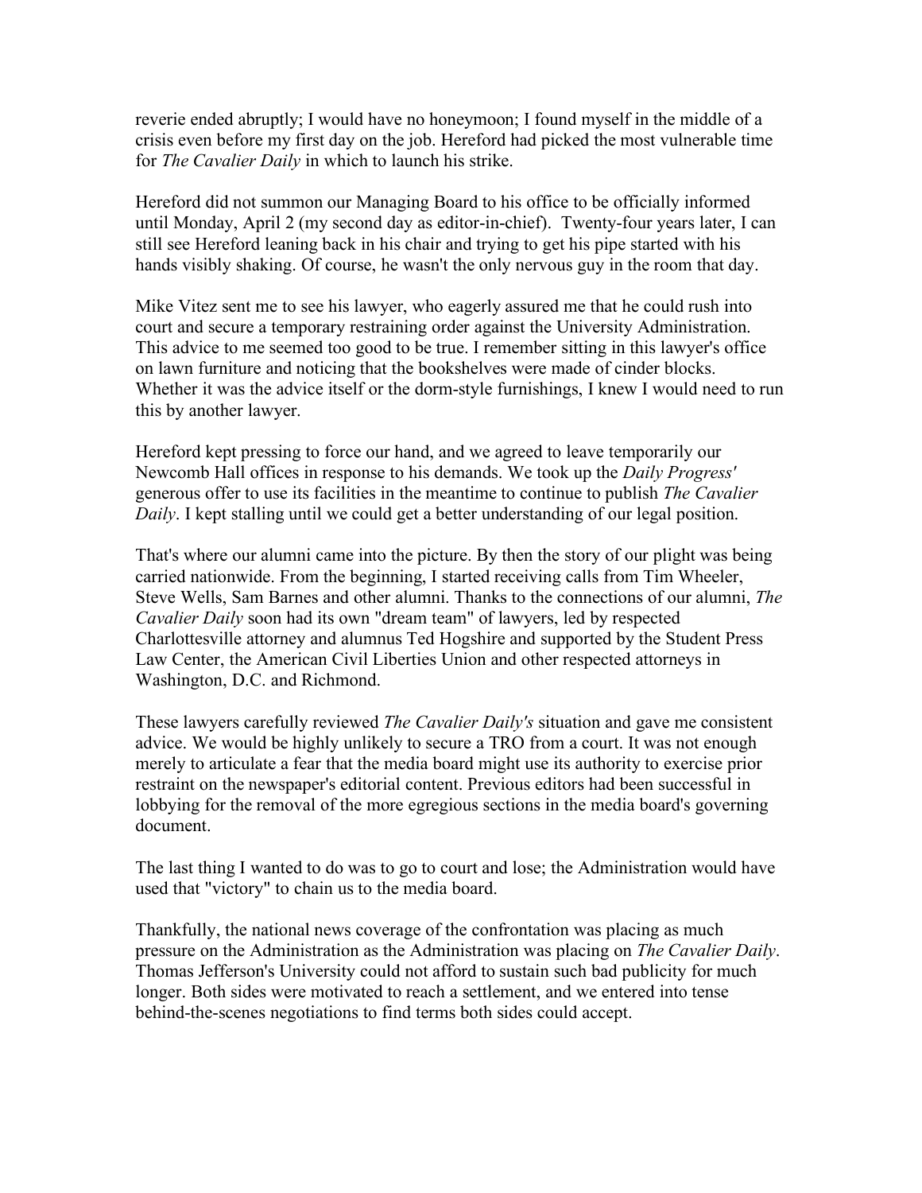reverie ended abruptly; I would have no honeymoon; I found myself in the middle of a crisis even before my first day on the job. Hereford had picked the most vulnerable time for *The Cavalier Daily* in which to launch his strike.

Hereford did not summon our Managing Board to his office to be officially informed until Monday, April 2 (my second day as editor-in-chief). Twenty-four years later, I can still see Hereford leaning back in his chair and trying to get his pipe started with his hands visibly shaking. Of course, he wasn't the only nervous guy in the room that day.

Mike Vitez sent me to see his lawyer, who eagerly assured me that he could rush into court and secure a temporary restraining order against the University Administration. This advice to me seemed too good to be true. I remember sitting in this lawyer's office on lawn furniture and noticing that the bookshelves were made of cinder blocks. Whether it was the advice itself or the dorm-style furnishings, I knew I would need to run this by another lawyer.

Hereford kept pressing to force our hand, and we agreed to leave temporarily our Newcomb Hall offices in response to his demands. We took up the *Daily Progress'* generous offer to use its facilities in the meantime to continue to publish *The Cavalier Daily*. I kept stalling until we could get a better understanding of our legal position.

That's where our alumni came into the picture. By then the story of our plight was being carried nationwide. From the beginning, I started receiving calls from Tim Wheeler, Steve Wells, Sam Barnes and other alumni. Thanks to the connections of our alumni, *The Cavalier Daily* soon had its own "dream team" of lawyers, led by respected Charlottesville attorney and alumnus Ted Hogshire and supported by the Student Press Law Center, the American Civil Liberties Union and other respected attorneys in Washington, D.C. and Richmond.

These lawyers carefully reviewed *The Cavalier Daily's* situation and gave me consistent advice. We would be highly unlikely to secure a TRO from a court. It was not enough merely to articulate a fear that the media board might use its authority to exercise prior restraint on the newspaper's editorial content. Previous editors had been successful in lobbying for the removal of the more egregious sections in the media board's governing document.

The last thing I wanted to do was to go to court and lose; the Administration would have used that "victory" to chain us to the media board.

Thankfully, the national news coverage of the confrontation was placing as much pressure on the Administration as the Administration was placing on *The Cavalier Daily*. Thomas Jefferson's University could not afford to sustain such bad publicity for much longer. Both sides were motivated to reach a settlement, and we entered into tense behind-the-scenes negotiations to find terms both sides could accept.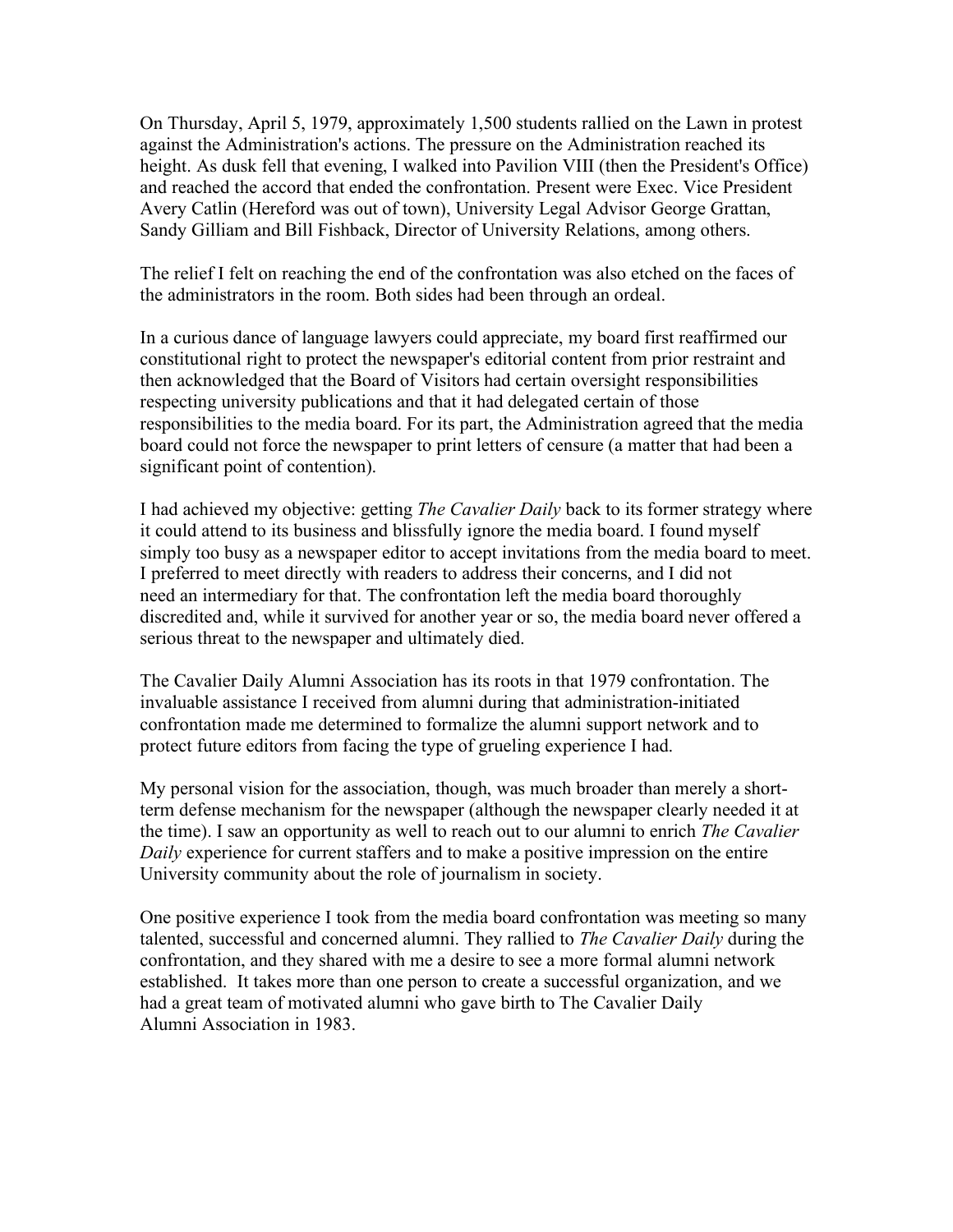On Thursday, April 5, 1979, approximately 1,500 students rallied on the Lawn in protest against the Administration's actions. The pressure on the Administration reached its height. As dusk fell that evening, I walked into Pavilion VIII (then the President's Office) and reached the accord that ended the confrontation. Present were Exec. Vice President Avery Catlin (Hereford was out of town), University Legal Advisor George Grattan, Sandy Gilliam and Bill Fishback, Director of University Relations, among others.

The relief I felt on reaching the end of the confrontation was also etched on the faces of the administrators in the room. Both sides had been through an ordeal.

In a curious dance of language lawyers could appreciate, my board first reaffirmed our constitutional right to protect the newspaper's editorial content from prior restraint and then acknowledged that the Board of Visitors had certain oversight responsibilities respecting university publications and that it had delegated certain of those responsibilities to the media board. For its part, the Administration agreed that the media board could not force the newspaper to print letters of censure (a matter that had been a significant point of contention).

I had achieved my objective: getting *The Cavalier Daily* back to its former strategy where it could attend to its business and blissfully ignore the media board. I found myself simply too busy as a newspaper editor to accept invitations from the media board to meet. I preferred to meet directly with readers to address their concerns, and I did not need an intermediary for that. The confrontation left the media board thoroughly discredited and, while it survived for another year or so, the media board never offered a serious threat to the newspaper and ultimately died.

The Cavalier Daily Alumni Association has its roots in that 1979 confrontation. The invaluable assistance I received from alumni during that administration-initiated confrontation made me determined to formalize the alumni support network and to protect future editors from facing the type of grueling experience I had.

My personal vision for the association, though, was much broader than merely a short-term defense mechanism for the newspaper (although the newspaper clearly needed it at the time). I saw an opportunity as well to reach out to our alumni to enrich *The Cavalier Daily* experience for current staffers and to make a positive impression on the entire University community about the role of journalism in society.

One positive experience I took from the media board confrontation was meeting so many talented, successful and concerned alumni. They rallied to *The Cavalier Daily* during the confrontation, and they shared with me a desire to see a more formal alumni network established. It takes more than one person to create a successful organization, and we had a great team of motivated alumni who gave birth to The Cavalier Daily Alumni Association in 1983.